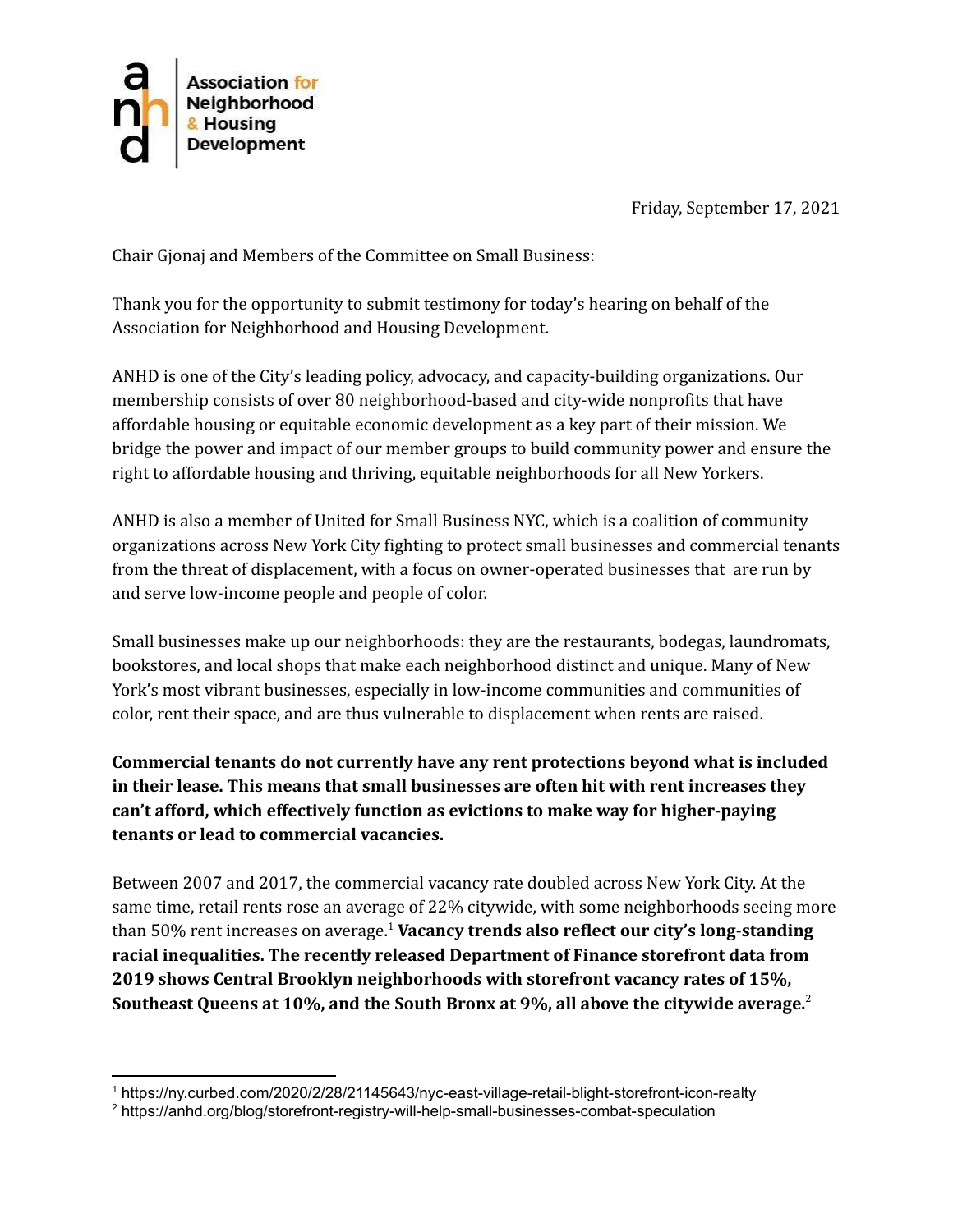Association for Neighborhood & Housing Development

Friday, September 17, 2021

Chair Gjonaj and Members of the Committee on Small Business:

Thank you for the opportunity to submit testimony for today's hearing on behalf of the Association for Neighborhood and Housing Development.

ANHD is one of the City's leading policy, advocacy, and capacity-building organizations. Our membership consists of over 80 neighborhood-based and city-wide nonprofits that have affordable housing or equitable economic development as a key part of their mission. We bridge the power and impact of our member groups to build community power and ensure the right to affordable housing and thriving, equitable neighborhoods for all New Yorkers.

ANHD is also a member of United for Small Business NYC, which is a coalition of community organizations across New York City fighting to protect small businesses and commercial tenants from the threat of displacement, with a focus on owner-operated businesses that are run by and serve low-income people and people of color.

Small businesses make up our neighborhoods: they are the restaurants, bodegas, laundromats, bookstores, and local shops that make each neighborhood distinct and unique. Many of New York's most vibrant businesses, especially in low-income communities and communities of color, rent their space, and are thus vulnerable to displacement when rents are raised.

**Commercial tenants do not currently have any rent protections beyond what is included in their lease. This means that small businesses are often hit with rent increases they can't afford, which effectively function as evictions to make way for higher-paying tenants or lead to commercial vacancies.**

Between 2007 and 2017, the commercial vacancy rate doubled across New York City. At the same time, retail rents rose an average of 22% citywide, with some neighborhoods seeing more than 50% rent increases on average.[1] **Vacancy trends also reflect our city's long-standing racial inequalities. The recently released Department of Finance storefront data from 2019 shows Central Brooklyn neighborhoods with storefront vacancy rates of 15%, Southeast Queens at 10%, and the South Bronx at 9%, all above the citywide average.**[2]

[1] https://ny.curbed.com/2020/2/28/21145643/nyc-east-village-retail-blight-storefront-icon-realty

[2] https://anhd.org/blog/storefront-registry-will-help-small-businesses-combat-speculation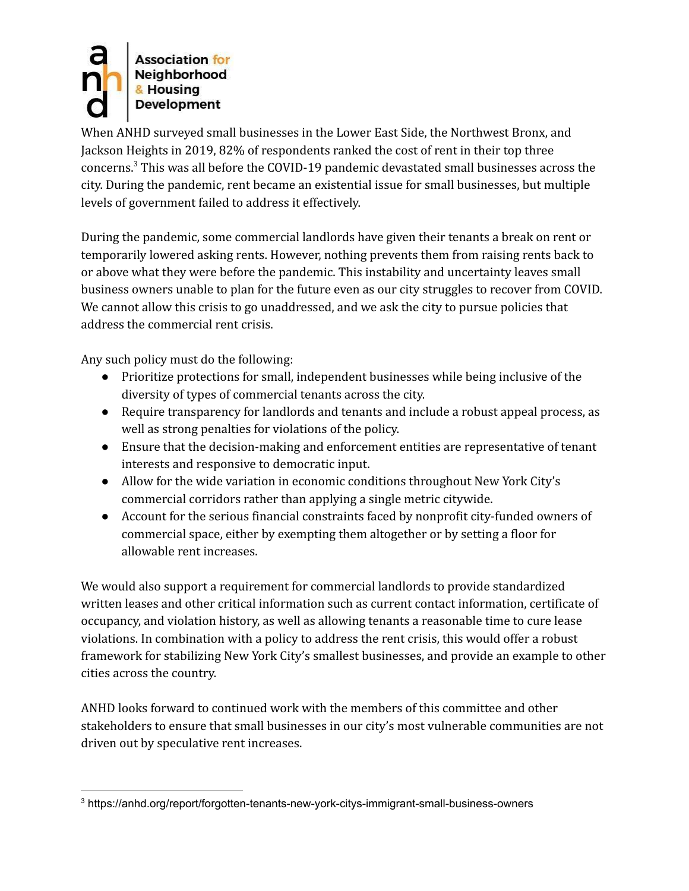When ANHD surveyed small businesses in the Lower East Side, the Northwest Bronx, and Jackson Heights in 2019, 82% of respondents ranked the cost of rent in their top three concerns.[3] This was all before the COVID-19 pandemic devastated small businesses across the city. During the pandemic, rent became an existential issue for small businesses, but multiple levels of government failed to address it effectively.

During the pandemic, some commercial landlords have given their tenants a break on rent or temporarily lowered asking rents. However, nothing prevents them from raising rents back to or above what they were before the pandemic. This instability and uncertainty leaves small business owners unable to plan for the future even as our city struggles to recover from COVID. We cannot allow this crisis to go unaddressed, and we ask the city to pursue policies that address the commercial rent crisis.

Any such policy must do the following:

- Prioritize protections for small, independent businesses while being inclusive of the diversity of types of commercial tenants across the city.
- Require transparency for landlords and tenants and include a robust appeal process, as well as strong penalties for violations of the policy.
- Ensure that the decision-making and enforcement entities are representative of tenant interests and responsive to democratic input.
- Allow for the wide variation in economic conditions throughout New York City's commercial corridors rather than applying a single metric citywide.
- Account for the serious financial constraints faced by nonprofit city-funded owners of commercial space, either by exempting them altogether or by setting a floor for allowable rent increases.

We would also support a requirement for commercial landlords to provide standardized written leases and other critical information such as current contact information, certificate of occupancy, and violation history, as well as allowing tenants a reasonable time to cure lease violations. In combination with a policy to address the rent crisis, this would offer a robust framework for stabilizing New York City's smallest businesses, and provide an example to other cities across the country.

ANHD looks forward to continued work with the members of this committee and other stakeholders to ensure that small businesses in our city's most vulnerable communities are not driven out by speculative rent increases.

[3] https://anhd.org/report/forgotten-tenants-new-york-citys-immigrant-small-business-owners